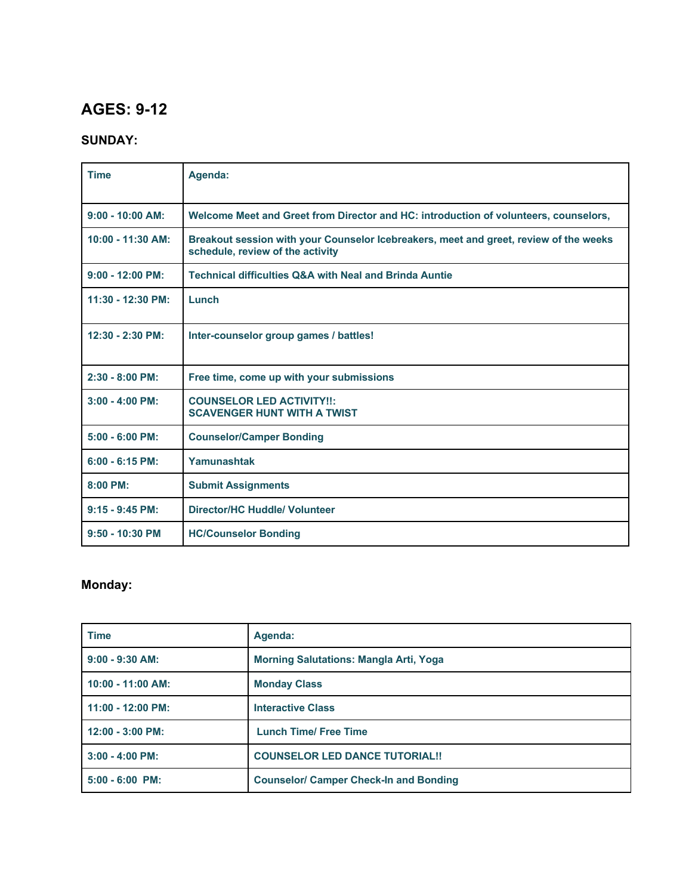## AGES: 9-12

### SUNDAY:

| Time | Agenda: |
|---|---|
| 9:00 - 10:00 AM: | Welcome Meet and Greet from Director and HC: introduction of volunteers, counselors, |
| 10:00 - 11:30 AM: | Breakout session with your Counselor Icebreakers, meet and greet, review of the weeks schedule, review of the activity |
| 9:00 - 12:00 PM: | Technical difficulties Q&A with Neal and Brinda Auntie |
| 11:30 - 12:30 PM: | Lunch |
| 12:30 - 2:30 PM: | Inter-counselor group games / battles! |
| 2:30 - 8:00 PM: | Free time, come up with your submissions |
| 3:00 - 4:00 PM: | COUNSELOR LED ACTIVITY!!: SCAVENGER HUNT WITH A TWIST |
| 5:00 - 6:00 PM: | Counselor/Camper Bonding |
| 6:00 - 6:15 PM: | Yamunashtak |
| 8:00 PM: | Submit Assignments |
| 9:15 - 9:45 PM: | Director/HC Huddle/ Volunteer |
| 9:50 - 10:30 PM | HC/Counselor Bonding |

### Monday:

| Time | Agenda: |
|---|---|
| 9:00 - 9:30 AM: | Morning Salutations: Mangla Arti, Yoga |
| 10:00 - 11:00 AM: | Monday Class |
| 11:00 - 12:00 PM: | Interactive Class |
| 12:00 - 3:00 PM: | Lunch Time/ Free Time |
| 3:00 - 4:00 PM: | COUNSELOR LED DANCE TUTORIAL!! |
| 5:00 - 6:00 PM: | Counselor/ Camper Check-In and Bonding |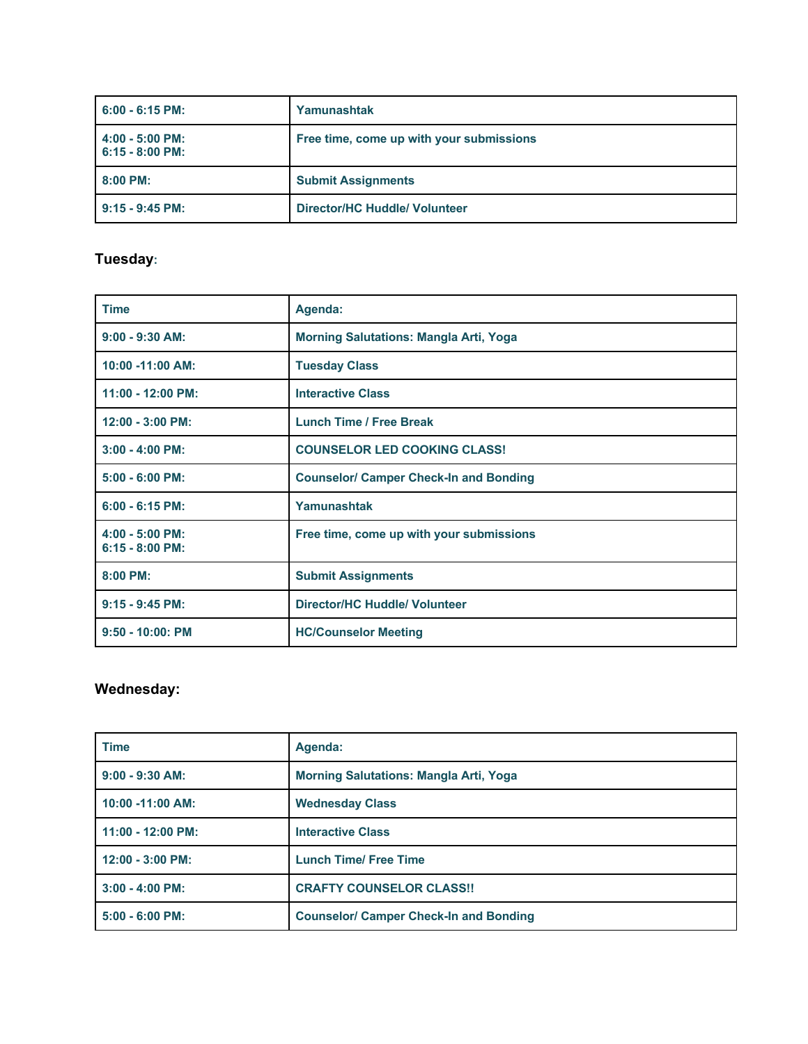| 6:00 - 6:15 PM: | Yamunashtak |
|---|---|
| 4:00 - 5:00 PM:<br>6:15 - 8:00 PM: | Free time, come up with your submissions |
| 8:00 PM: | Submit Assignments |
| 9:15 - 9:45 PM: | Director/HC Huddle/ Volunteer |

**Tuesday**:

| Time | Agenda: |
|---|---|
| 9:00 - 9:30 AM: | Morning Salutations: Mangla Arti, Yoga |
| 10:00 -11:00 AM: | Tuesday Class |
| 11:00 - 12:00 PM: | Interactive Class |
| 12:00 - 3:00 PM: | Lunch Time / Free Break |
| 3:00 - 4:00 PM: | COUNSELOR LED COOKING CLASS! |
| 5:00 - 6:00 PM: | Counselor/ Camper Check-In and Bonding |
| 6:00 - 6:15 PM: | Yamunashtak |
| 4:00 - 5:00 PM:<br>6:15 - 8:00 PM: | Free time, come up with your submissions |
| 8:00 PM: | Submit Assignments |
| 9:15 - 9:45 PM: | Director/HC Huddle/ Volunteer |
| 9:50 - 10:00: PM | HC/Counselor Meeting |

**Wednesday:**

| Time | Agenda: |
|---|---|
| 9:00 - 9:30 AM: | Morning Salutations: Mangla Arti, Yoga |
| 10:00 -11:00 AM: | Wednesday Class |
| 11:00 - 12:00 PM: | Interactive Class |
| 12:00 - 3:00 PM: | Lunch Time/ Free Time |
| 3:00 - 4:00 PM: | CRAFTY COUNSELOR CLASS!! |
| 5:00 - 6:00 PM: | Counselor/ Camper Check-In and Bonding |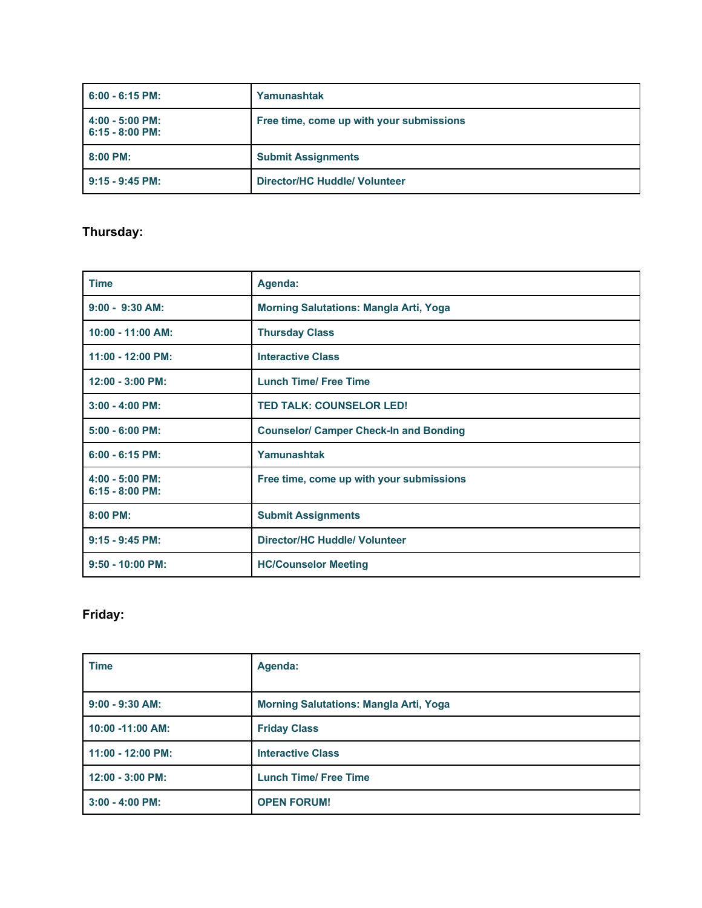| 6:00 - 6:15 PM: | Yamunashtak |
|---|---|
| 4:00 - 5:00 PM:<br>6:15 - 8:00 PM: | Free time, come up with your submissions |
| 8:00 PM: | Submit Assignments |
| 9:15 - 9:45 PM: | Director/HC Huddle/ Volunteer |

### Thursday:

| Time | Agenda: |
|---|---|
| 9:00 - 9:30 AM: | Morning Salutations: Mangla Arti, Yoga |
| 10:00 - 11:00 AM: | Thursday Class |
| 11:00 - 12:00 PM: | Interactive Class |
| 12:00 - 3:00 PM: | Lunch Time/ Free Time |
| 3:00 - 4:00 PM: | TED TALK: COUNSELOR LED! |
| 5:00 - 6:00 PM: | Counselor/ Camper Check-In and Bonding |
| 6:00 - 6:15 PM: | Yamunashtak |
| 4:00 - 5:00 PM:<br>6:15 - 8:00 PM: | Free time, come up with your submissions |
| 8:00 PM: | Submit Assignments |
| 9:15 - 9:45 PM: | Director/HC Huddle/ Volunteer |
| 9:50 - 10:00 PM: | HC/Counselor Meeting |

### Friday:

| Time | Agenda: |
|---|---|
| 9:00 - 9:30 AM: | Morning Salutations: Mangla Arti, Yoga |
| 10:00 -11:00 AM: | Friday Class |
| 11:00 - 12:00 PM: | Interactive Class |
| 12:00 - 3:00 PM: | Lunch Time/ Free Time |
| 3:00 - 4:00 PM: | OPEN FORUM! |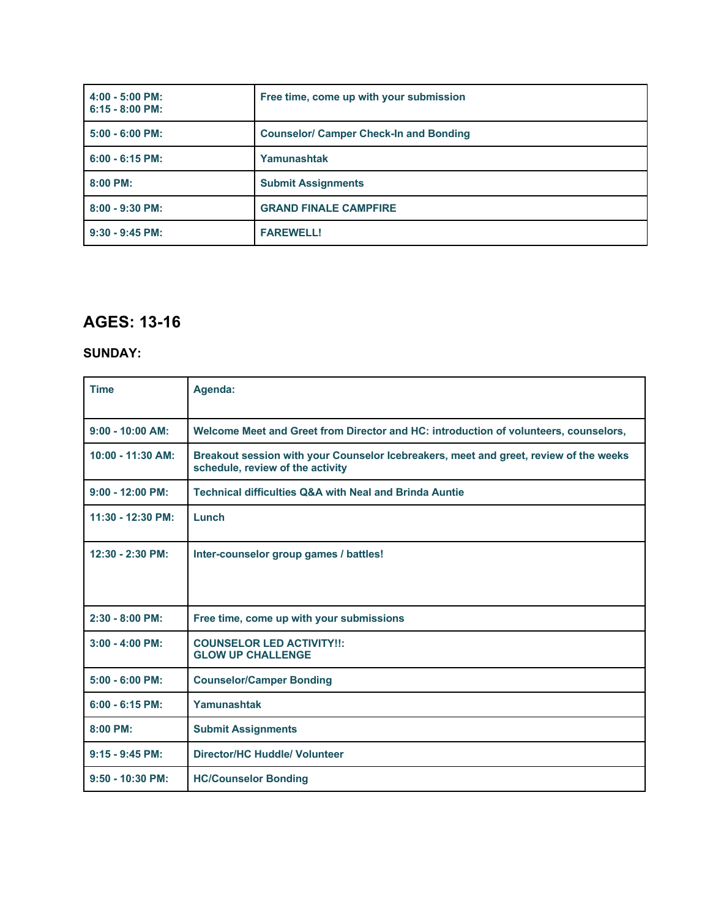| | |
|---|---|
| **4:00 - 5:00 PM:<br>6:15 - 8:00 PM:** | **Free time, come up with your submission** |
| **5:00 - 6:00 PM:** | **Counselor/ Camper Check-In and Bonding** |
| **6:00 - 6:15 PM:** | **Yamunashtak** |
| **8:00 PM:** | **Submit Assignments** |
| **8:00 - 9:30 PM:** | **GRAND FINALE CAMPFIRE** |
| **9:30 - 9:45 PM:** | **FAREWELL!** |

## AGES: 13-16

### SUNDAY:

| Time | Agenda: |
|---|---|
| **9:00 - 10:00 AM:** | **Welcome Meet and Greet from Director and HC: introduction of volunteers, counselors,** |
| **10:00 - 11:30 AM:** | **Breakout session with your Counselor Icebreakers, meet and greet, review of the weeks schedule, review of the activity** |
| **9:00 - 12:00 PM:** | **Technical difficulties Q&A with Neal and Brinda Auntie** |
| **11:30 - 12:30 PM:** | **Lunch** |
| **12:30 - 2:30 PM:** | **Inter-counselor group games / battles!** |
| **2:30 - 8:00 PM:** | **Free time, come up with your submissions** |
| **3:00 - 4:00 PM:** | **COUNSELOR LED ACTIVITY!!:<br>GLOW UP CHALLENGE** |
| **5:00 - 6:00 PM:** | **Counselor/Camper Bonding** |
| **6:00 - 6:15 PM:** | **Yamunashtak** |
| **8:00 PM:** | **Submit Assignments** |
| **9:15 - 9:45 PM:** | **Director/HC Huddle/ Volunteer** |
| **9:50 - 10:30 PM:** | **HC/Counselor Bonding** |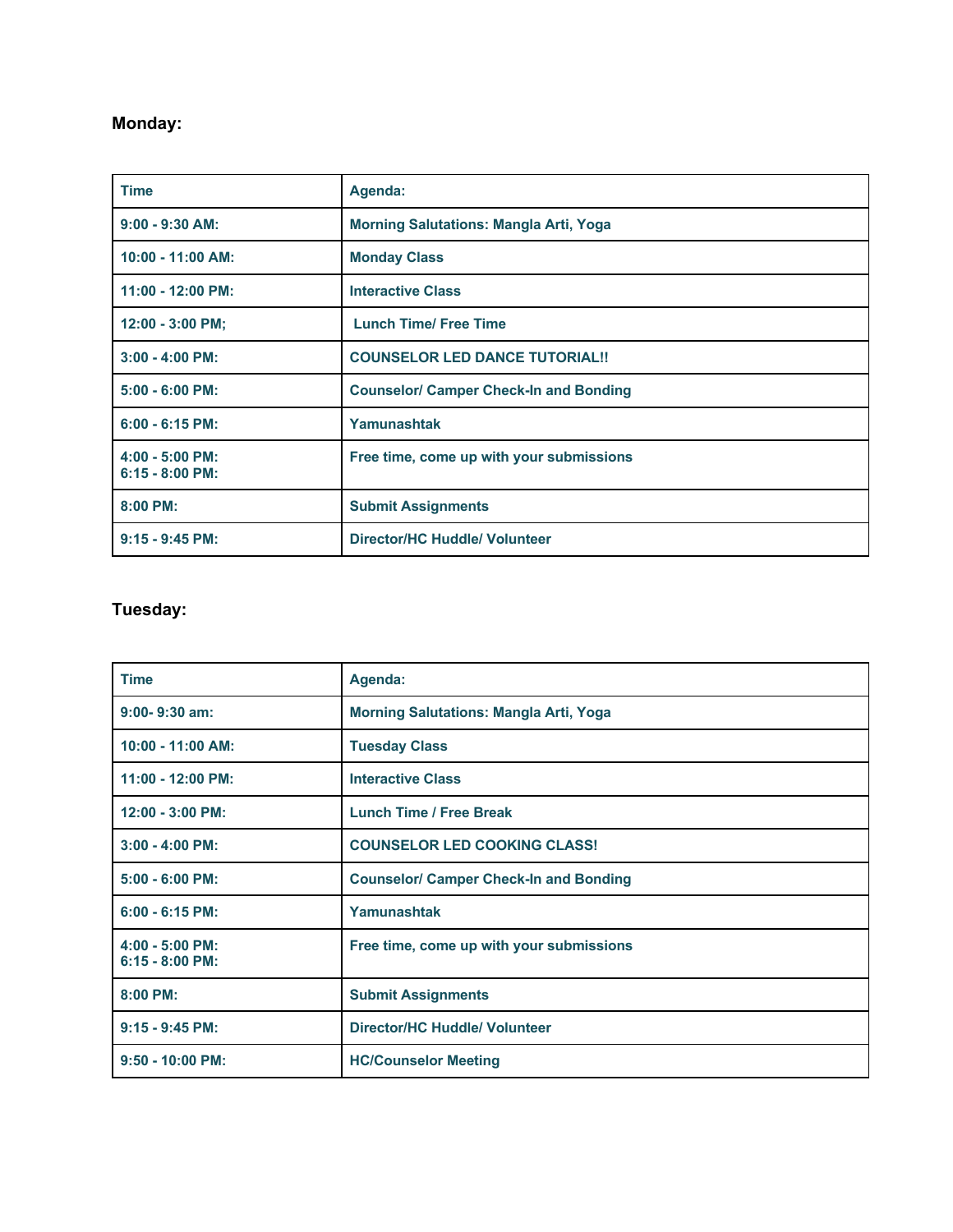**Monday:**

| Time | Agenda: |
|---|---|
| 9:00 - 9:30 AM: | Morning Salutations: Mangla Arti, Yoga |
| 10:00 - 11:00 AM: | Monday Class |
| 11:00 - 12:00 PM: | Interactive Class |
| 12:00 - 3:00 PM; | Lunch Time/ Free Time |
| 3:00 - 4:00 PM: | COUNSELOR LED DANCE TUTORIAL!! |
| 5:00 - 6:00 PM: | Counselor/ Camper Check-In and Bonding |
| 6:00 - 6:15 PM: | Yamunashtak |
| 4:00 - 5:00 PM:<br>6:15 - 8:00 PM: | Free time, come up with your submissions |
| 8:00 PM: | Submit Assignments |
| 9:15 - 9:45 PM: | Director/HC Huddle/ Volunteer |

**Tuesday:**

| Time | Agenda: |
|---|---|
| 9:00- 9:30 am: | Morning Salutations: Mangla Arti, Yoga |
| 10:00 - 11:00 AM: | Tuesday Class |
| 11:00 - 12:00 PM: | Interactive Class |
| 12:00 - 3:00 PM: | Lunch Time / Free Break |
| 3:00 - 4:00 PM: | COUNSELOR LED COOKING CLASS! |
| 5:00 - 6:00 PM: | Counselor/ Camper Check-In and Bonding |
| 6:00 - 6:15 PM: | Yamunashtak |
| 4:00 - 5:00 PM:<br>6:15 - 8:00 PM: | Free time, come up with your submissions |
| 8:00 PM: | Submit Assignments |
| 9:15 - 9:45 PM: | Director/HC Huddle/ Volunteer |
| 9:50 - 10:00 PM: | HC/Counselor Meeting |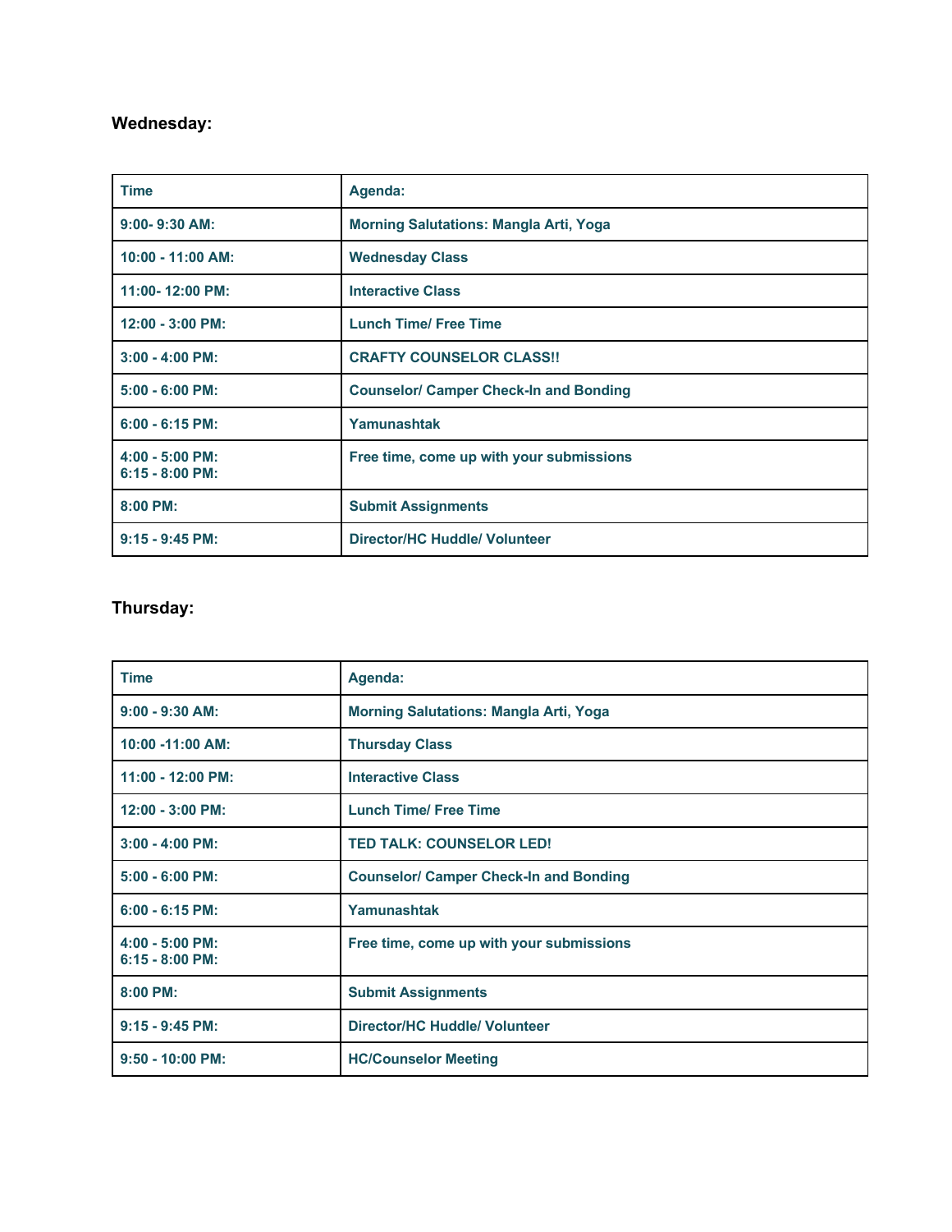**Wednesday:**

| Time | Agenda: |
| --- | --- |
| 9:00- 9:30 AM: | Morning Salutations: Mangla Arti, Yoga |
| 10:00 - 11:00 AM: | Wednesday Class |
| 11:00- 12:00 PM: | Interactive Class |
| 12:00 - 3:00 PM: | Lunch Time/ Free Time |
| 3:00 - 4:00 PM: | CRAFTY COUNSELOR CLASS!! |
| 5:00 - 6:00 PM: | Counselor/ Camper Check-In and Bonding |
| 6:00 - 6:15 PM: | Yamunashtak |
| 4:00 - 5:00 PM:<br>6:15 - 8:00 PM: | Free time, come up with your submissions |
| 8:00 PM: | Submit Assignments |
| 9:15 - 9:45 PM: | Director/HC Huddle/ Volunteer |

**Thursday:**

| Time | Agenda: |
| --- | --- |
| 9:00 - 9:30 AM: | Morning Salutations: Mangla Arti, Yoga |
| 10:00 -11:00 AM: | Thursday Class |
| 11:00 - 12:00 PM: | Interactive Class |
| 12:00 - 3:00 PM: | Lunch Time/ Free Time |
| 3:00 - 4:00 PM: | TED TALK: COUNSELOR LED! |
| 5:00 - 6:00 PM: | Counselor/ Camper Check-In and Bonding |
| 6:00 - 6:15 PM: | Yamunashtak |
| 4:00 - 5:00 PM:<br>6:15 - 8:00 PM: | Free time, come up with your submissions |
| 8:00 PM: | Submit Assignments |
| 9:15 - 9:45 PM: | Director/HC Huddle/ Volunteer |
| 9:50 - 10:00 PM: | HC/Counselor Meeting |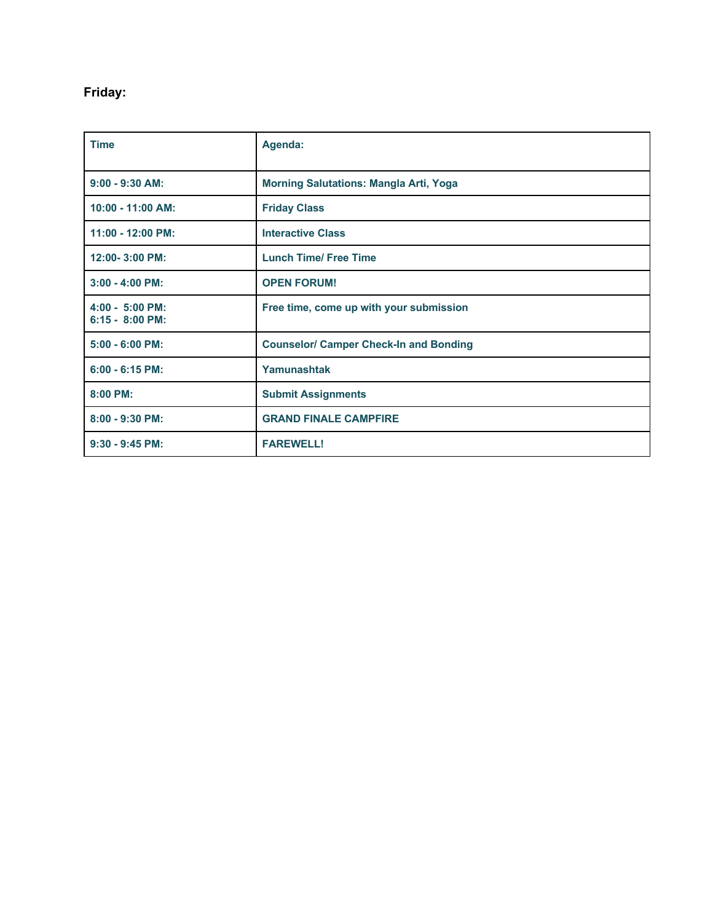**Friday:**

| Time | Agenda: |
| --- | --- |
| 9:00 - 9:30 AM: | Morning Salutations: Mangla Arti, Yoga |
| 10:00 - 11:00 AM: | Friday Class |
| 11:00 - 12:00 PM: | Interactive Class |
| 12:00- 3:00 PM: | Lunch Time/ Free Time |
| 3:00 - 4:00 PM: | OPEN FORUM! |
| 4:00 - 5:00 PM:<br>6:15 - 8:00 PM: | Free time, come up with your submission |
| 5:00 - 6:00 PM: | Counselor/ Camper Check-In and Bonding |
| 6:00 - 6:15 PM: | Yamunashtak |
| 8:00 PM: | Submit Assignments |
| 8:00 - 9:30 PM: | GRAND FINALE CAMPFIRE |
| 9:30 - 9:45 PM: | FAREWELL! |